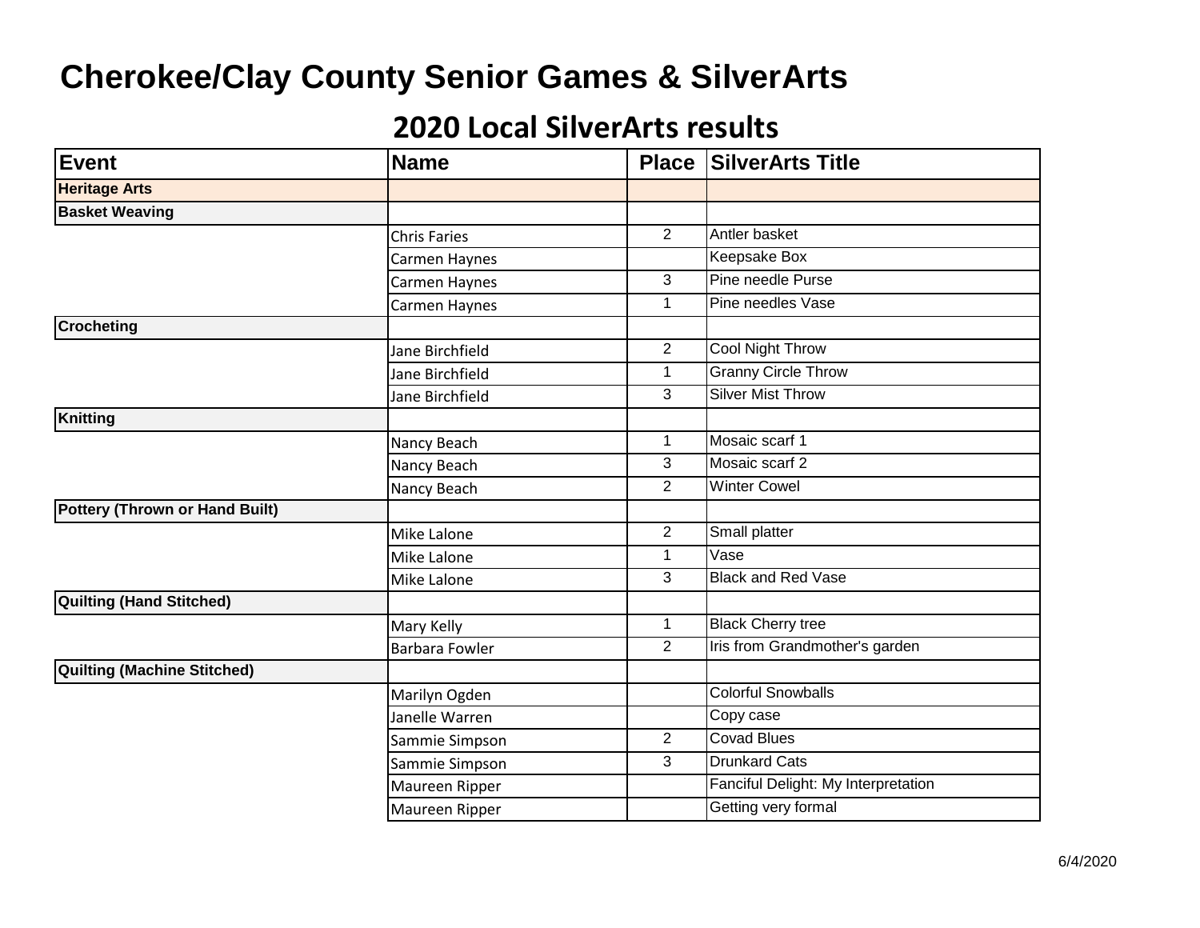# Cherokee/Clay County Senior Games & SilverArts

## 2020 Local SilverArts results

| Event | Name | Place | SilverArts Title |
|---|---|---|---|
| **Heritage Arts** | | | |
| **Basket Weaving** | | | |
| | Chris Faries | 2 | Antler basket |
| | Carmen Haynes | | Keepsake Box |
| | Carmen Haynes | 3 | Pine needle Purse |
| | Carmen Haynes | 1 | Pine needles Vase |
| **Crocheting** | | | |
| | Jane Birchfield | 2 | Cool Night Throw |
| | Jane Birchfield | 1 | Granny Circle Throw |
| | Jane Birchfield | 3 | Silver Mist Throw |
| **Knitting** | | | |
| | Nancy Beach | 1 | Mosaic scarf 1 |
| | Nancy Beach | 3 | Mosaic scarf 2 |
| | Nancy Beach | 2 | Winter Cowel |
| **Pottery (Thrown or Hand Built)** | | | |
| | Mike Lalone | 2 | Small platter |
| | Mike Lalone | 1 | Vase |
| | Mike Lalone | 3 | Black and Red Vase |
| **Quilting (Hand Stitched)** | | | |
| | Mary Kelly | 1 | Black Cherry tree |
| | Barbara Fowler | 2 | Iris from Grandmother's garden |
| **Quilting (Machine Stitched)** | | | |
| | Marilyn Ogden | | Colorful Snowballs |
| | Janelle Warren | | Copy case |
| | Sammie Simpson | 2 | Covad Blues |
| | Sammie Simpson | 3 | Drunkard Cats |
| | Maureen Ripper | | Fanciful Delight: My Interpretation |
| | Maureen Ripper | | Getting very formal |

6/4/2020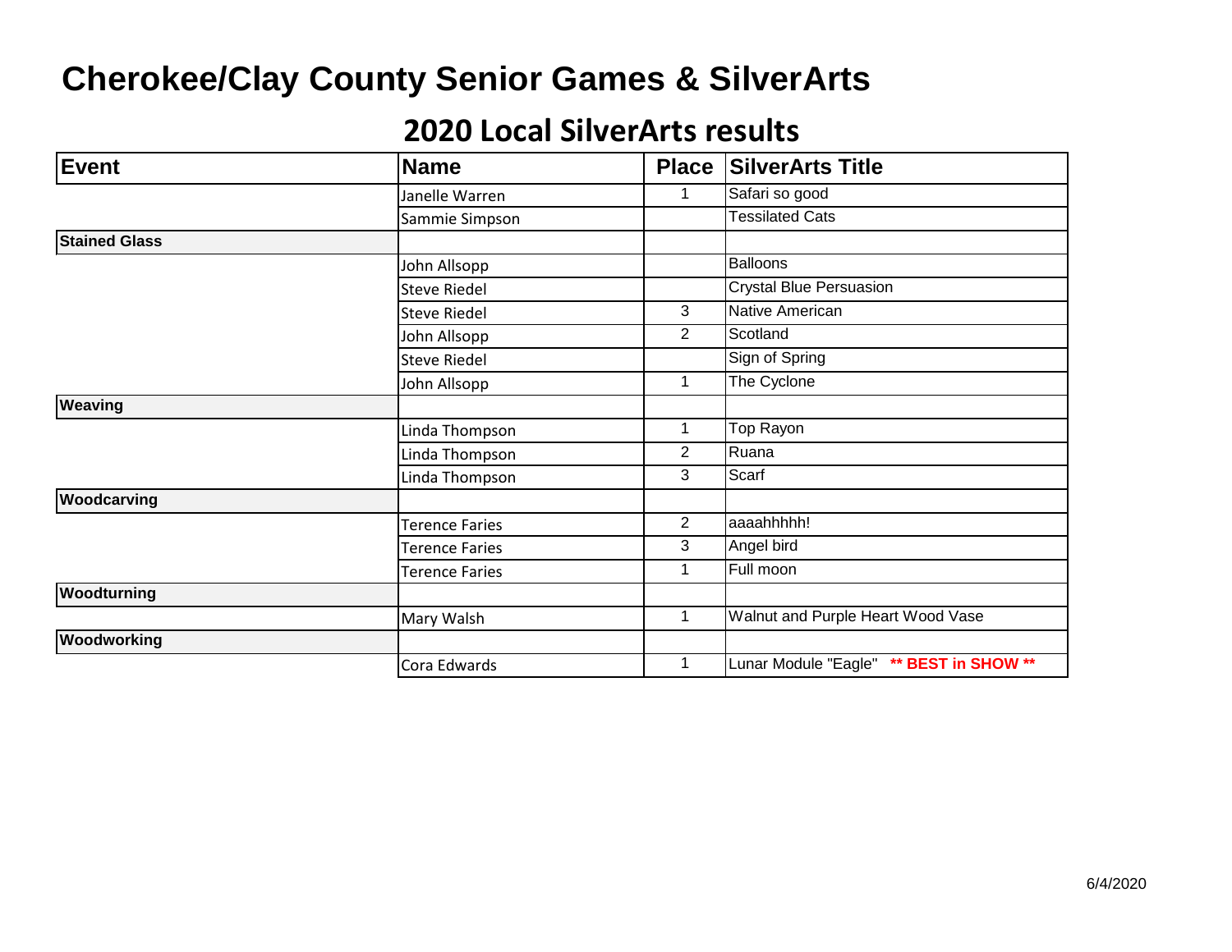# Cherokee/Clay County Senior Games & SilverArts

## 2020 Local SilverArts results

| Event | Name | Place | SilverArts Title |
|---|---|---|---|
| | Janelle Warren | 1 | Safari so good |
| | Sammie Simpson | | Tessilated Cats |
| **Stained Glass** | | | |
| | John Allsopp | | Balloons |
| | Steve Riedel | | Crystal Blue Persuasion |
| | Steve Riedel | 3 | Native American |
| | John Allsopp | 2 | Scotland |
| | Steve Riedel | | Sign of Spring |
| | John Allsopp | 1 | The Cyclone |
| **Weaving** | | | |
| | Linda Thompson | 1 | Top Rayon |
| | Linda Thompson | 2 | Ruana |
| | Linda Thompson | 3 | Scarf |
| **Woodcarving** | | | |
| | Terence Faries | 2 | aaaahhhhh! |
| | Terence Faries | 3 | Angel bird |
| | Terence Faries | 1 | Full moon |
| **Woodturning** | | | |
| | Mary Walsh | 1 | Walnut and Purple Heart Wood Vase |
| **Woodworking** | | | |
| | Cora Edwards | 1 | Lunar Module "Eagle" **\*\* BEST in SHOW \*\*** |

6/4/2020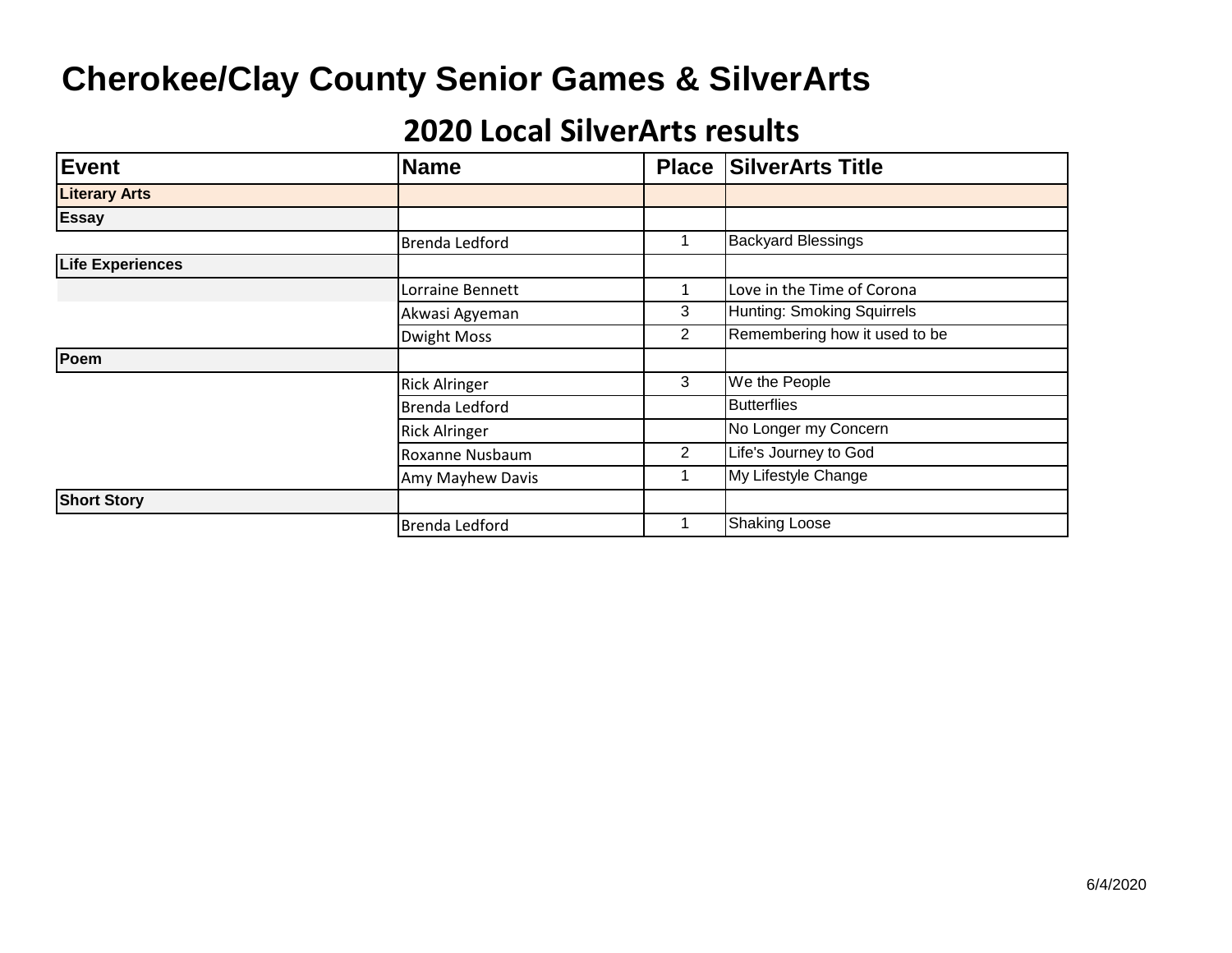# Cherokee/Clay County Senior Games & SilverArts

## 2020 Local SilverArts results

| Event | Name | Place | SilverArts Title |
|---|---|---|---|
| **Literary Arts** | | | |
| **Essay** | | | |
| | Brenda Ledford | 1 | Backyard Blessings |
| **Life Experiences** | | | |
| | Lorraine Bennett | 1 | Love in the Time of Corona |
| | Akwasi Agyeman | 3 | Hunting: Smoking Squirrels |
| | Dwight Moss | 2 | Remembering how it used to be |
| **Poem** | | | |
| | Rick Alringer | 3 | We the People |
| | Brenda Ledford | | Butterflies |
| | Rick Alringer | | No Longer my Concern |
| | Roxanne Nusbaum | 2 | Life's Journey to God |
| | Amy Mayhew Davis | 1 | My Lifestyle Change |
| **Short Story** | | | |
| | Brenda Ledford | 1 | Shaking Loose |

6/4/2020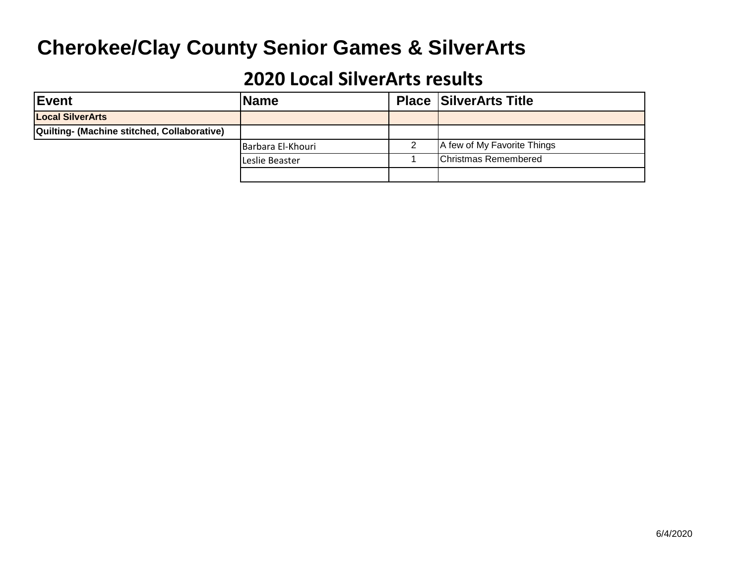# Cherokee/Clay County Senior Games & SilverArts

## 2020 Local SilverArts results

| Event | Name | Place | SilverArts Title |
|---|---|---|---|
| **Local SilverArts** | | | |
| **Quilting- (Machine stitched, Collaborative)** | | | |
| | Barbara El-Khouri | 2 | A few of My Favorite Things |
| | Leslie Beaster | 1 | Christmas Remembered |
| | | | |

6/4/2020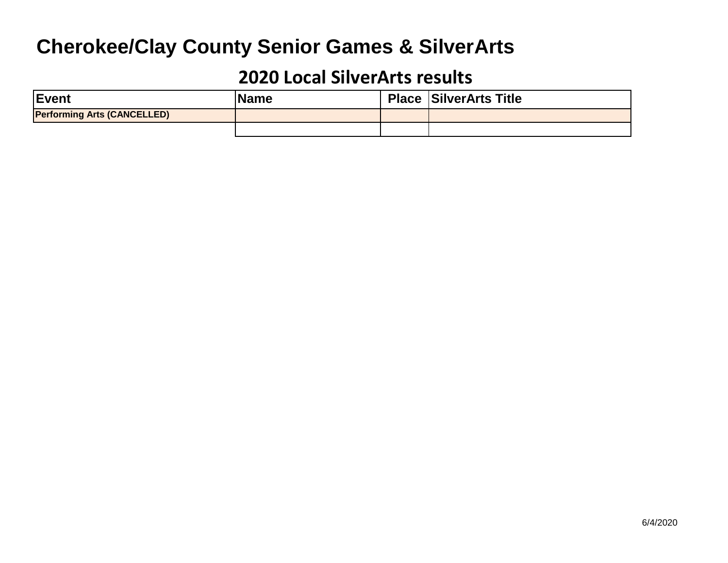# Cherokee/Clay County Senior Games & SilverArts

## 2020 Local SilverArts results

| Event | Name | Place | SilverArts Title |
|---|---|---|---|
| **Performing Arts (CANCELLED)** | | | |
| | | | |

6/4/2020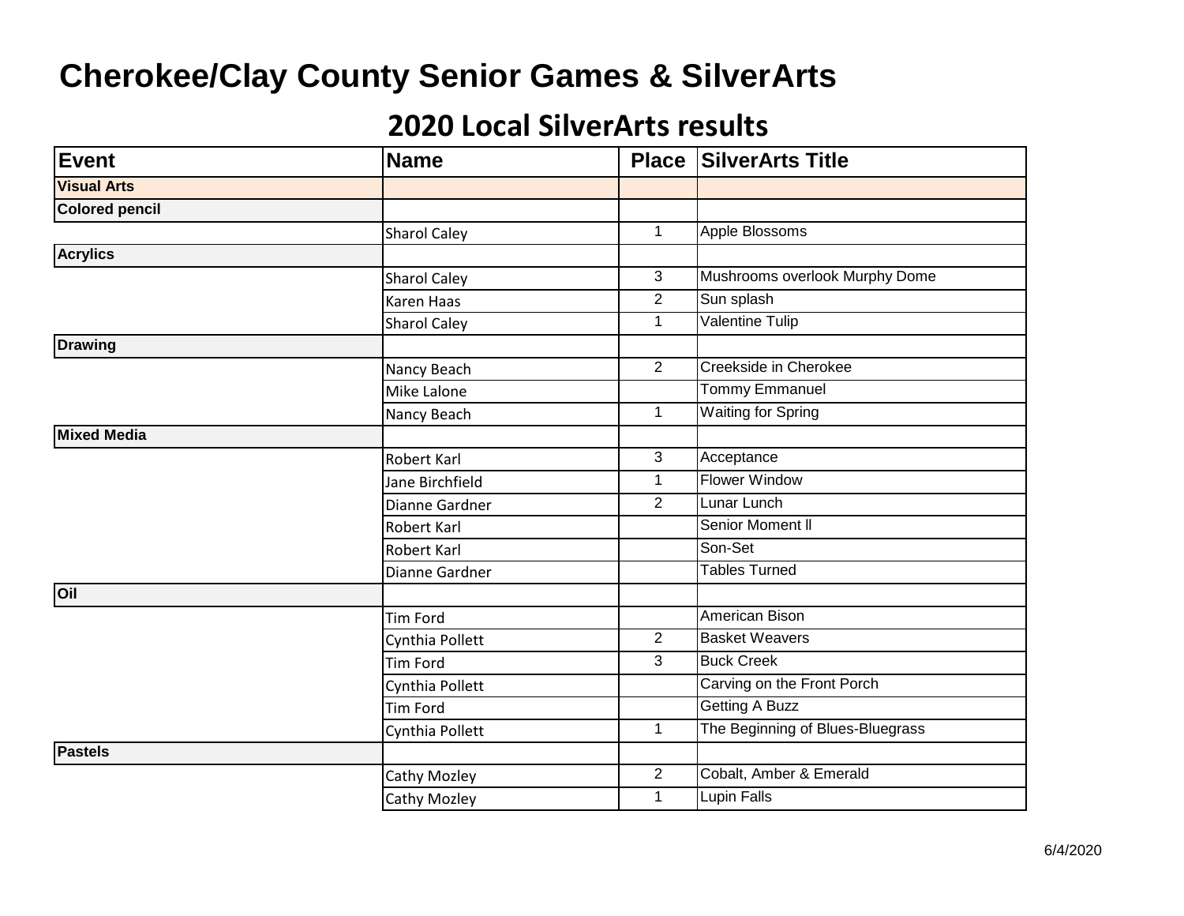# Cherokee/Clay County Senior Games & SilverArts

## 2020 Local SilverArts results

| Event | Name | Place | SilverArts Title |
|---|---|---|---|
| **Visual Arts** | | | |
| **Colored pencil** | | | |
| | Sharol Caley | 1 | Apple Blossoms |
| **Acrylics** | | | |
| | Sharol Caley | 3 | Mushrooms overlook Murphy Dome |
| | Karen Haas | 2 | Sun splash |
| | Sharol Caley | 1 | Valentine Tulip |
| **Drawing** | | | |
| | Nancy Beach | 2 | Creekside in Cherokee |
| | Mike Lalone | | Tommy Emmanuel |
| | Nancy Beach | 1 | Waiting for Spring |
| **Mixed Media** | | | |
| | Robert Karl | 3 | Acceptance |
| | Jane Birchfield | 1 | Flower Window |
| | Dianne Gardner | 2 | Lunar Lunch |
| | Robert Karl | | Senior Moment ll |
| | Robert Karl | | Son-Set |
| | Dianne Gardner | | Tables Turned |
| **Oil** | | | |
| | Tim Ford | | American Bison |
| | Cynthia Pollett | 2 | Basket Weavers |
| | Tim Ford | 3 | Buck Creek |
| | Cynthia Pollett | | Carving on the Front Porch |
| | Tim Ford | | Getting A Buzz |
| | Cynthia Pollett | 1 | The Beginning of Blues-Bluegrass |
| **Pastels** | | | |
| | Cathy Mozley | 2 | Cobalt, Amber & Emerald |
| | Cathy Mozley | 1 | Lupin Falls |

6/4/2020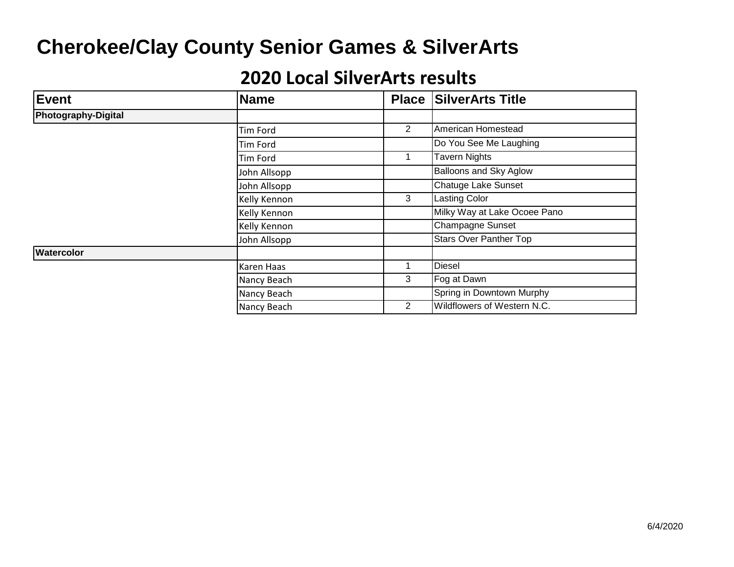# Cherokee/Clay County Senior Games & SilverArts

## 2020 Local SilverArts results

| Event | Name | Place | SilverArts Title |
|---|---|---|---|
| **Photography-Digital** | | | |
| | Tim Ford | 2 | American Homestead |
| | Tim Ford | | Do You See Me Laughing |
| | Tim Ford | 1 | Tavern Nights |
| | John Allsopp | | Balloons and Sky Aglow |
| | John Allsopp | | Chatuge Lake Sunset |
| | Kelly Kennon | 3 | Lasting Color |
| | Kelly Kennon | | Milky Way at Lake Ocoee Pano |
| | Kelly Kennon | | Champagne Sunset |
| | John Allsopp | | Stars Over Panther Top |
| **Watercolor** | | | |
| | Karen Haas | 1 | Diesel |
| | Nancy Beach | 3 | Fog at Dawn |
| | Nancy Beach | | Spring in Downtown Murphy |
| | Nancy Beach | 2 | Wildflowers of Western N.C. |

6/4/2020